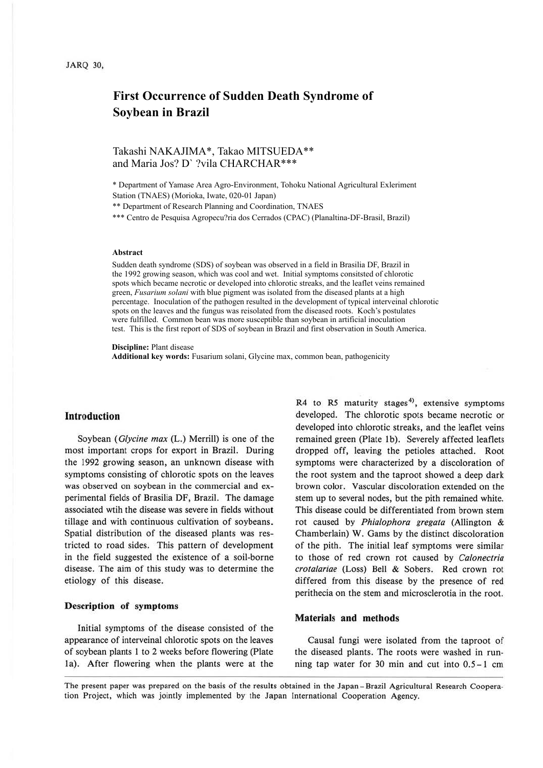# First Occurrence of Sudden Death Syndrome of Soybean in Brazil

Takashi NAKAJIMA*, Takao MITSUEDA** and Maria Jos? D` ?vila CHARCHAR***

\* Department of Yamase Area Agro-Environment, Tohoku National Agricultural Exleriment Station (TNAES) (Morioka, Iwate, 020-01 Japan)

\*\* Department of Research Planning and Coordination, TNAES

\*\*\* Centro de Pesquisa Agropecu?ria dos Cerrados (CPAC) (Planaltina-DF-Brasil, Brazil)

#### Abstract

Sudden death syndrome (SDS) of soybean was observed in a field in Brasilia DF, Brazil in the 1992 growing season, which was cool and wet. Initial symptoms consitsted of chlorotic spots which became necrotic or developed into chlorotic streaks, and the leaflet veins remained green, *Fusarium solani* with blue pigment was isolated from the diseased plants at a high percentage. Inoculation of the pathogen resulted in the development of typical interveinal chlorotic spots on the leaves and the fungus was reisolated from the diseased roots. Koch's postulates were fulfilled. Common bean was more susceptible than soybean in artificial inoculation test. This is the first report of SDS of soybean in Brazil and first observation in South America.

**Discipline:** Plant disease
**Additional key words:** Fusarium solani, Glycine max, common bean, pathogenicity

## Introduction

Soybean (*Glycine max* (L.) Merrill) is one of the most important crops for export in Brazil. During the 1992 growing season, an unknown disease with symptoms consisting of chlorotic spots on the leaves was observed on soybean in the commercial and experimental fields of Brasilia DF, Brazil. The damage associated wtih the disease was severe in fields without tillage and with continuous cultivation of soybeans. Spatial distribution of the diseased plants was restricted to road sides. This pattern of development in the field suggested the existence of a soil-borne disease. The aim of this study was to determine the etiology of this disease.

### Description of symptoms

Initial symptoms of the disease consisted of the appearance of interveinal chlorotic spots on the leaves of soybean plants 1 to 2 weeks before flowering (Plate 1a). After flowering when the plants were at the R4 to R5 maturity stages[4], extensive symptoms developed. The chlorotic spots became necrotic or developed into chlorotic streaks, and the leaflet veins remained green (Plate 1b). Severely affected leaflets dropped off, leaving the petioles attached. Root symptoms were characterized by a discoloration of the root system and the taproot showed a deep dark brown color. Vascular discoloration extended on the stem up to several nodes, but the pith remained white. This disease could be differentiated from brown stem rot caused by *Phialophora gregata* (Allington & Chamberlain) W. Gams by the distinct discoloration of the pith. The initial leaf symptoms were similar to those of red crown rot caused by *Calonectria crotalariae* (Loss) Bell & Sobers. Red crown rot differed from this disease by the presence of red perithecia on the stem and microsclerotia in the root.

## Materials and methods

Causal fungi were isolated from the taproot of the diseased plants. The roots were washed in running tap water for 30 min and cut into 0.5 – 1 cm

The present paper was prepared on the basis of the results obtained in the Japan – Brazil Agricultural Research Cooperation Project, which was jointly implemented by the Japan International Cooperation Agency.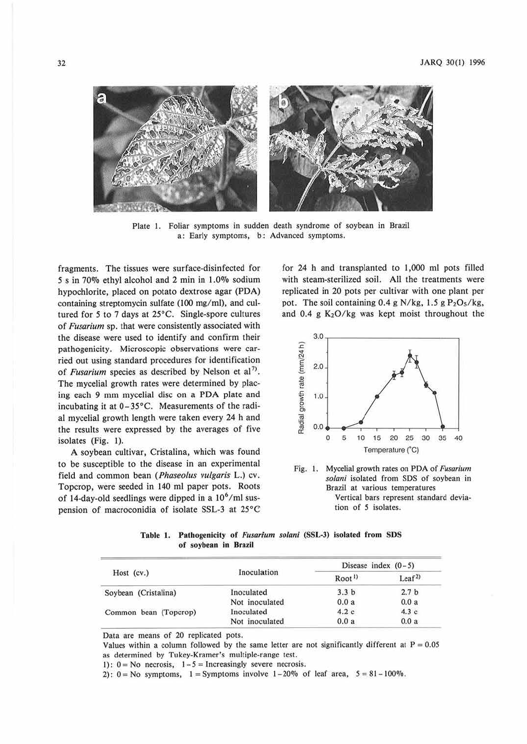Plate 1. Foliar symptoms in sudden death syndrome of soybean in Brazil
a: Early symptoms, b: Advanced symptoms.

fragments. The tissues were surface-disinfected for 5 s in 70% ethyl alcohol and 2 min in 1.0% sodium hypochlorite, placed on potato dextrose agar (PDA) containing streptomycin sulfate (100 mg/ml), and cultured for 5 to 7 days at 25°C. Single-spore cultures of *Fusarium* sp. that were consistently associated with the disease were used to identify and confirm their pathogenicity. Microscopic observations were carried out using standard procedures for identification of *Fusarium* species as described by Nelson et al[7]. The mycelial growth rates were determined by placing each 9 mm mycelial disc on a PDA plate and incubating it at 0–35°C. Measurements of the radial mycelial growth length were taken every 24 h and the results were expressed by the averages of five isolates (Fig. 1).

A soybean cultivar, Cristalina, which was found to be susceptible to the disease in an experimental field and common bean (*Phaseolus vulgaris* L.) cv. Topcrop, were seeded in 140 ml paper pots. Roots of 14-day-old seedlings were dipped in a $10^6$/ml suspension of macroconidia of isolate SSL-3 at 25°C for 24 h and transplanted to 1,000 ml pots filled with steam-sterilized soil. All the treatments were replicated in 20 pots per cultivar with one plant per pot. The soil containing 0.4 g N/kg, 1.5 g $P_2O_5$/kg, and 0.4 g $K_2O$/kg was kept moist throughout the

Fig. 1. Mycelial growth rates on PDA of *Fusarium solani* isolated from SDS of soybean in Brazil at various temperatures
Vertical bars represent standard deviation of 5 isolates.

**Table 1. Pathogenicity of *Fusarium solani* (SSL-3) isolated from SDS of soybean in Brazil**

| Host (cv.) | Inoculation | Disease index (0–5) | |
|---|---|---|---|
| | | Root[1)] | Leaf[2)] |
| Soybean (Cristalina) | Inoculated | 3.3 b | 2.7 b |
| | Not inoculated | 0.0 a | 0.0 a |
| Common bean (Topcrop) | Inoculated | 4.2 c | 4.3 c |
| | Not inoculated | 0.0 a | 0.0 a |

Data are means of 20 replicated pots.
Values within a column followed by the same letter are not significantly different at P = 0.05 as determined by Tukey-Kramer's multiple-range test.
1): 0 = No necrosis, 1–5 = Increasingly severe necrosis.
2): 0 = No symptoms, 1 = Symptoms involve 1–20% of leaf area, 5 = 81–100%.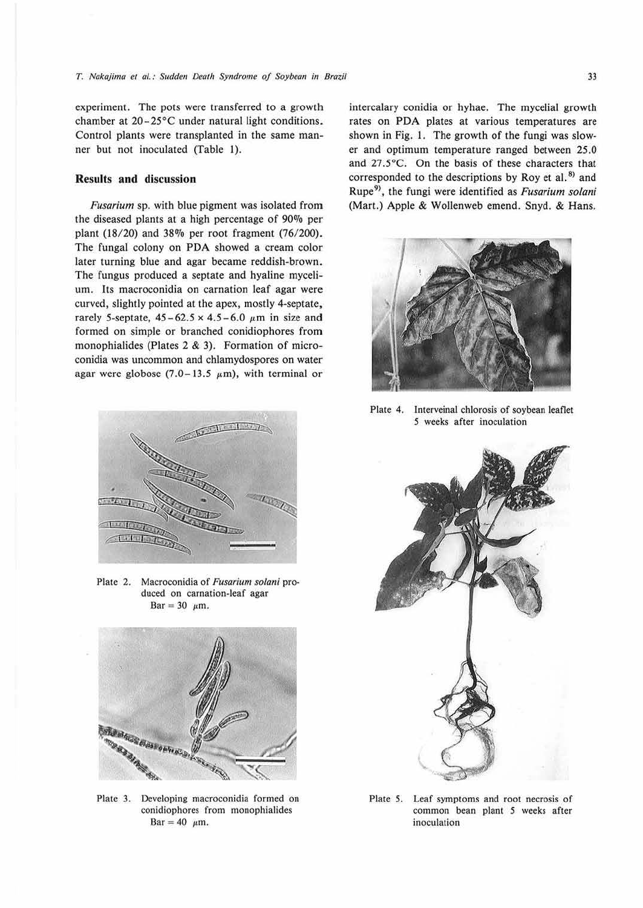experiment. The pots were transferred to a growth chamber at 20–25°C under natural light conditions. Control plants were transplanted in the same manner but not inoculated (Table 1).

## Results and discussion

*Fusarium* sp. with blue pigment was isolated from the diseased plants at a high percentage of 90% per plant (18/20) and 38% per root fragment (76/200). The fungal colony on PDA showed a cream color later turning blue and agar became reddish-brown. The fungus produced a septate and hyaline mycelium. Its macroconidia on carnation leaf agar were curved, slightly pointed at the apex, mostly 4-septate, rarely 5-septate, 45–62.5 × 4.5–6.0 μm in size and formed on simple or branched conidiophores from monophialides (Plates 2 & 3). Formation of microconidia was uncommon and chlamydospores on water agar were globose (7.0–13.5 μm), with terminal or intercalary conidia or hyhae. The mycelial growth rates on PDA plates at various temperatures are shown in Fig. 1. The growth of the fungi was slower and optimum temperature ranged between 25.0 and 27.5°C. On the basis of these characters that corresponded to the descriptions by Roy et al.[8] and Rupe[9], the fungi were identified as *Fusarium solani* (Mart.) Apple & Wollenweb emend. Snyd. & Hans.

Plate 2. Macroconidia of *Fusarium solani* produced on carnation-leaf agar Bar = 30 μm.

Plate 3. Developing macroconidia formed on conidiophores from monophialides Bar = 40 μm.

Plate 4. Interveinal chlorosis of soybean leaflet 5 weeks after inoculation

Plate 5. Leaf symptoms and root necrosis of common bean plant 5 weeks after inoculation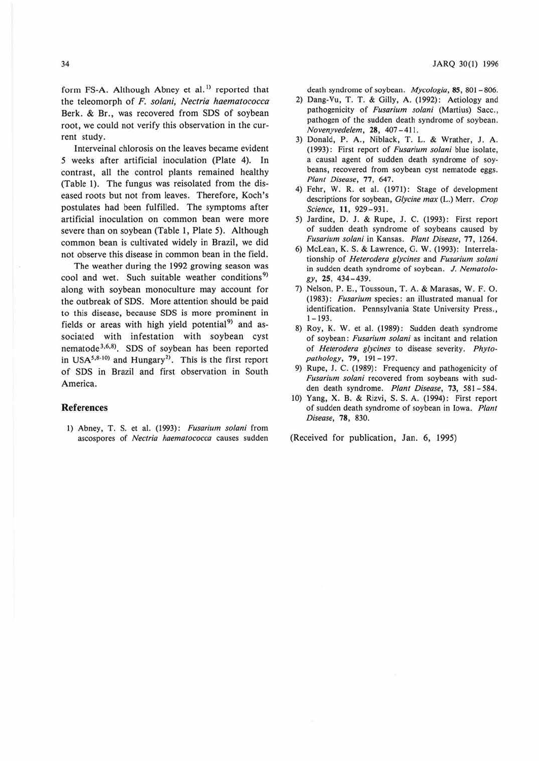form FS-A. Although Abney et al.[1] reported that the teleomorph of *F. solani, Nectria haematococca* Berk. & Br., was recovered from SDS of soybean root, we could not verify this observation in the current study.

Interveinal chlorosis on the leaves became evident 5 weeks after artificial inoculation (Plate 4). In contrast, all the control plants remained healthy (Table 1). The fungus was reisolated from the diseased roots but not from leaves. Therefore, Koch's postulates had been fulfilled. The symptoms after artificial inoculation on common bean were more severe than on soybean (Table 1, Plate 5). Although common bean is cultivated widely in Brazil, we did not observe this disease in common bean in the field.

The weather during the 1992 growing season was cool and wet. Such suitable weather conditions[9] along with soybean monoculture may account for the outbreak of SDS. More attention should be paid to this disease, because SDS is more prominent in fields or areas with high yield potential[9] and associated with infestation with soybean cyst nematode[3,6,8]. SDS of soybean has been reported in USA[5,8-10] and Hungary[2]. This is the first report of SDS in Brazil and first observation in South America.

## References

1) Abney, T. S. et al. (1993): *Fusarium solani* from ascospores of *Nectria haematococca* causes sudden death syndrome of soybean. *Mycologia*, **85**, 801–806.
2) Dang-Vu, T. T. & Gilly, A. (1992): Aetiology and pathogenicity of *Fusarium solani* (Martius) Sacc., pathogen of the sudden death syndrome of soybean. *Novenyvedelem*, **28**, 407–411.
3) Donald, P. A., Niblack, T. L. & Wrather, J. A. (1993): First report of *Fusarium solani* blue isolate, a causal agent of sudden death syndrome of soybeans, recovered from soybean cyst nematode eggs. *Plant Disease*, **77**, 647.
4) Fehr, W. R. et al. (1971): Stage of development descriptions for soybean, *Glycine max* (L.) Merr. *Crop Science*, **11**, 929–931.
5) Jardine, D. J. & Rupe, J. C. (1993): First report of sudden death syndrome of soybeans caused by *Fusarium solani* in Kansas. *Plant Disease*, **77**, 1264.
6) McLean, K. S. & Lawrence, G. W. (1993): Interrelationship of *Heterodera glycines* and *Fusarium solani* in sudden death syndrome of soybean. *J. Nematology*, **25**, 434–439.
7) Nelson, P. E., Toussoun, T. A. & Marasas, W. F. O. (1983): *Fusarium* species: an illustrated manual for identification. Pennsylvania State University Press., 1–193.
8) Roy, K. W. et al. (1989): Sudden death syndrome of soybean: *Fusarium solani* as incitant and relation of *Heterodera glycines* to disease severity. *Phytopathology*, **79**, 191–197.
9) Rupe, J. C. (1989): Frequency and pathogenicity of *Fusarium solani* recovered from soybeans with sudden death syndrome. *Plant Disease*, **73**, 581–584.
10) Yang, X. B. & Rizvi, S. S. A. (1994): First report of sudden death syndrome of soybean in Iowa. *Plant Disease*, **78**, 830.

(Received for publication, Jan. 6, 1995)